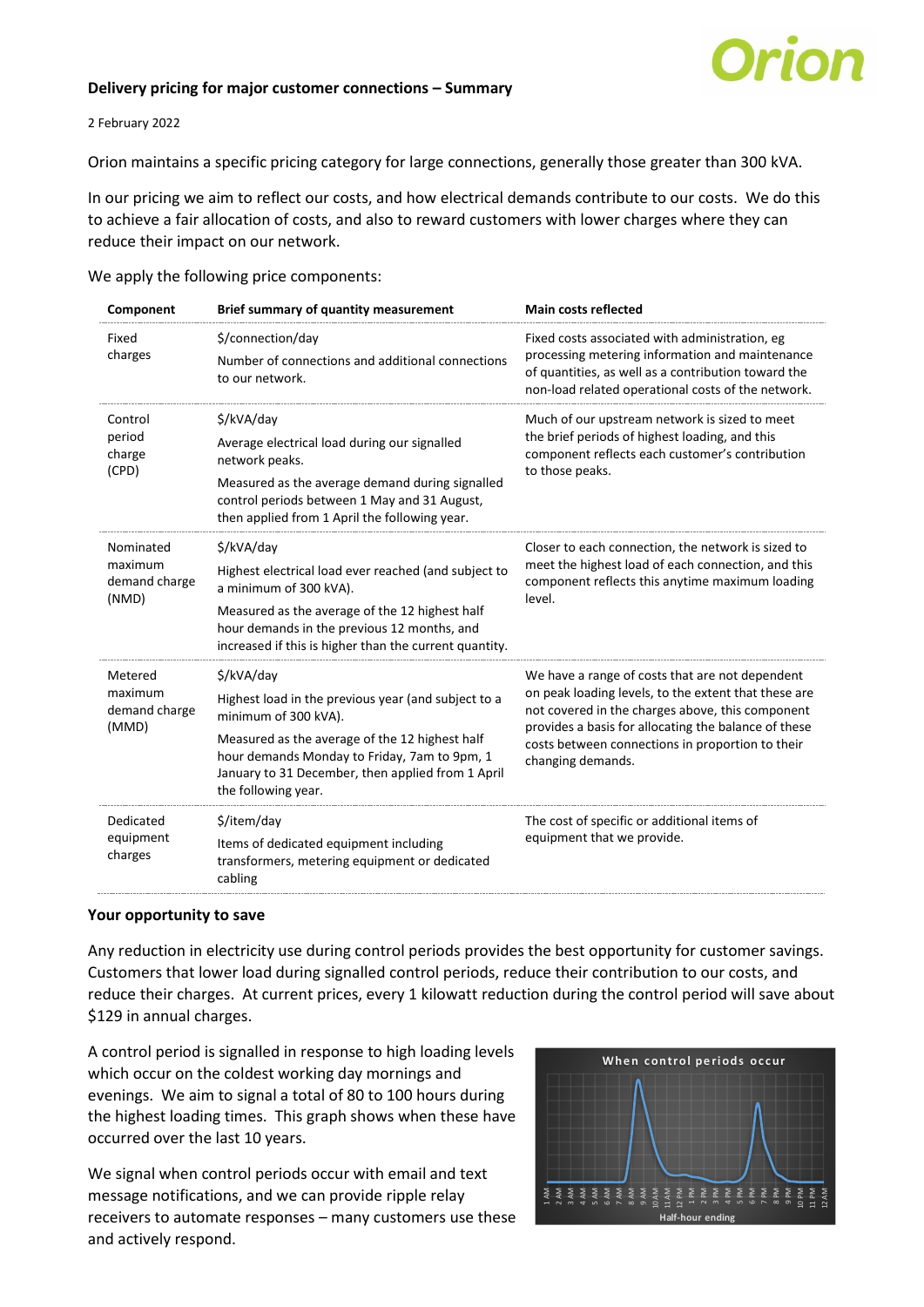# Delivery pricing for major customer connections – Summary

2 February 2022

Orion maintains a specific pricing category for large connections, generally those greater than 300 kVA.

In our pricing we aim to reflect our costs, and how electrical demands contribute to our costs. We do this to achieve a fair allocation of costs, and also to reward customers with lower charges where they can reduce their impact on our network.

We apply the following price components:

| Component | Brief summary of quantity measurement | Main costs reflected |
|---|---|---|
| Fixed charges | $/connection/day<br>Number of connections and additional connections to our network. | Fixed costs associated with administration, eg processing metering information and maintenance of quantities, as well as a contribution toward the non-load related operational costs of the network. |
| Control period charge (CPD) | $/kVA/day<br>Average electrical load during our signalled network peaks.<br>Measured as the average demand during signalled control periods between 1 May and 31 August, then applied from 1 April the following year. | Much of our upstream network is sized to meet the brief periods of highest loading, and this component reflects each customer's contribution to those peaks. |
| Nominated maximum demand charge (NMD) | $/kVA/day<br>Highest electrical load ever reached (and subject to a minimum of 300 kVA).<br>Measured as the average of the 12 highest half hour demands in the previous 12 months, and increased if this is higher than the current quantity. | Closer to each connection, the network is sized to meet the highest load of each connection, and this component reflects this anytime maximum loading level. |
| Metered maximum demand charge (MMD) | $/kVA/day<br>Highest load in the previous year (and subject to a minimum of 300 kVA).<br>Measured as the average of the 12 highest half hour demands Monday to Friday, 7am to 9pm, 1 January to 31 December, then applied from 1 April the following year. | We have a range of costs that are not dependent on peak loading levels, to the extent that these are not covered in the charges above, this component provides a basis for allocating the balance of these costs between connections in proportion to their changing demands. |
| Dedicated equipment charges | $/item/day<br>Items of dedicated equipment including transformers, metering equipment or dedicated cabling | The cost of specific or additional items of equipment that we provide. |

## Your opportunity to save

Any reduction in electricity use during control periods provides the best opportunity for customer savings. Customers that lower load during signalled control periods, reduce their contribution to our costs, and reduce their charges. At current prices, every 1 kilowatt reduction during the control period will save about $129 in annual charges.

A control period is signalled in response to high loading levels which occur on the coldest working day mornings and evenings. We aim to signal a total of 80 to 100 hours during the highest loading times. This graph shows when these have occurred over the last 10 years.

We signal when control periods occur with email and text message notifications, and we can provide ripple relay receivers to automate responses – many customers use these and actively respond.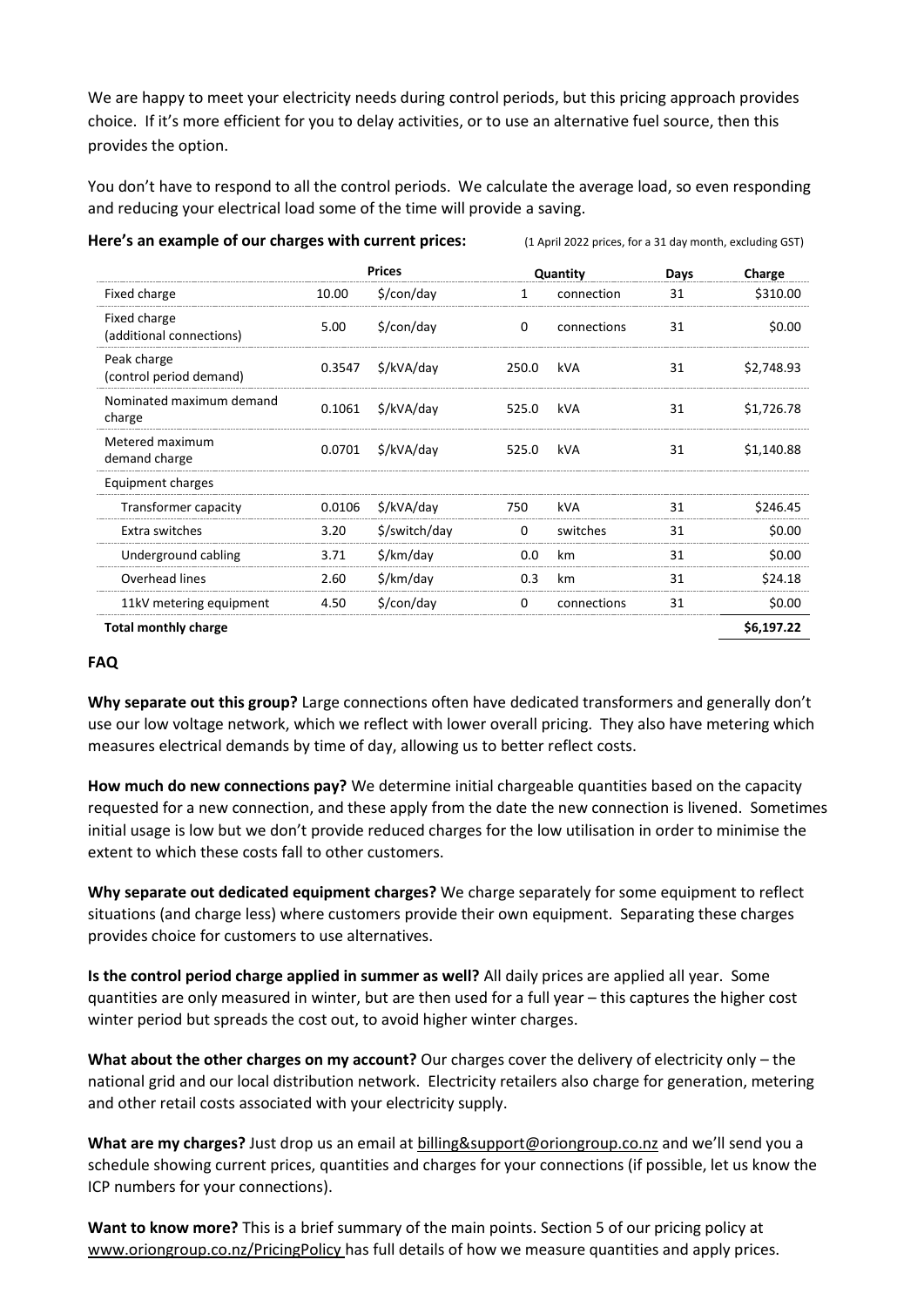We are happy to meet your electricity needs during control periods, but this pricing approach provides choice. If it's more efficient for you to delay activities, or to use an alternative fuel source, then this provides the option.

You don't have to respond to all the control periods. We calculate the average load, so even responding and reducing your electrical load some of the time will provide a saving.

**Here's an example of our charges with current prices:** (1 April 2022 prices, for a 31 day month, excluding GST)

| | Prices | | Quantity | | Days | Charge |
|---|---|---|---|---|---|---|
| Fixed charge | 10.00 | $/con/day | 1 | connection | 31 | $310.00 |
| Fixed charge (additional connections) | 5.00 | $/con/day | 0 | connections | 31 | $0.00 |
| Peak charge (control period demand) | 0.3547 | $/kVA/day | 250.0 | kVA | 31 | $2,748.93 |
| Nominated maximum demand charge | 0.1061 | $/kVA/day | 525.0 | kVA | 31 | $1,726.78 |
| Metered maximum demand charge | 0.0701 | $/kVA/day | 525.0 | kVA | 31 | $1,140.88 |
| Equipment charges | | | | | | |
| Transformer capacity | 0.0106 | $/kVA/day | 750 | kVA | 31 | $246.45 |
| Extra switches | 3.20 | $/switch/day | 0 | switches | 31 | $0.00 |
| Underground cabling | 3.71 | $/km/day | 0.0 | km | 31 | $0.00 |
| Overhead lines | 2.60 | $/km/day | 0.3 | km | 31 | $24.18 |
| 11kV metering equipment | 4.50 | $/con/day | 0 | connections | 31 | $0.00 |
| **Total monthly charge** | | | | | | **$6,197.22** |

## FAQ

**Why separate out this group?** Large connections often have dedicated transformers and generally don't use our low voltage network, which we reflect with lower overall pricing. They also have metering which measures electrical demands by time of day, allowing us to better reflect costs.

**How much do new connections pay?** We determine initial chargeable quantities based on the capacity requested for a new connection, and these apply from the date the new connection is livened. Sometimes initial usage is low but we don't provide reduced charges for the low utilisation in order to minimise the extent to which these costs fall to other customers.

**Why separate out dedicated equipment charges?** We charge separately for some equipment to reflect situations (and charge less) where customers provide their own equipment. Separating these charges provides choice for customers to use alternatives.

**Is the control period charge applied in summer as well?** All daily prices are applied all year. Some quantities are only measured in winter, but are then used for a full year – this captures the higher cost winter period but spreads the cost out, to avoid higher winter charges.

**What about the other charges on my account?** Our charges cover the delivery of electricity only – the national grid and our local distribution network. Electricity retailers also charge for generation, metering and other retail costs associated with your electricity supply.

**What are my charges?** Just drop us an email at billing&support@oriongroup.co.nz and we'll send you a schedule showing current prices, quantities and charges for your connections (if possible, let us know the ICP numbers for your connections).

**Want to know more?** This is a brief summary of the main points. Section 5 of our pricing policy at www.oriongroup.co.nz/PricingPolicy has full details of how we measure quantities and apply prices.